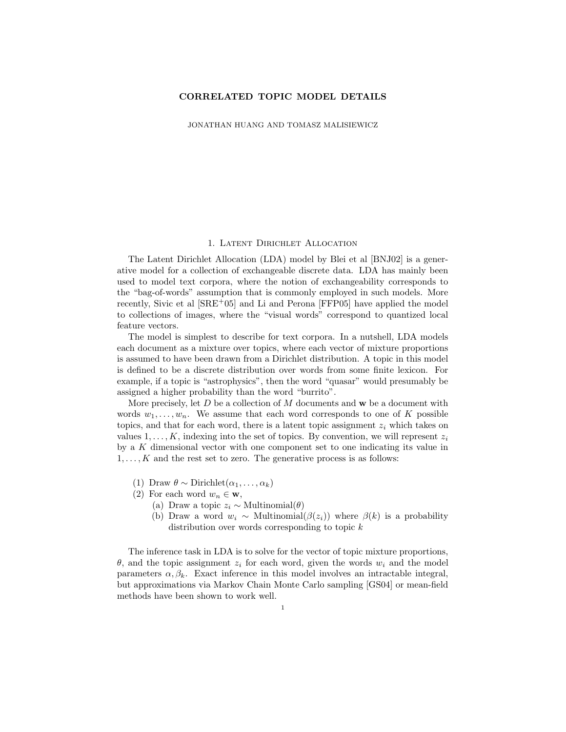# CORRELATED TOPIC MODEL DETAILS

JONATHAN HUANG AND TOMASZ MALISIEWICZ

## 1. Latent Dirichlet Allocation

The Latent Dirichlet Allocation (LDA) model by Blei et al [BNJ02] is a generative model for a collection of exchangeable discrete data. LDA has mainly been used to model text corpora, where the notion of exchangeability corresponds to the "bag-of-words" assumption that is commonly employed in such models. More recently, Sivic et al [SRE+05] and Li and Perona [FFP05] have applied the model to collections of images, where the "visual words" correspond to quantized local feature vectors.

The model is simplest to describe for text corpora. In a nutshell, LDA models each document as a mixture over topics, where each vector of mixture proportions is assumed to have been drawn from a Dirichlet distribution. A topic in this model is defined to be a discrete distribution over words from some finite lexicon. For example, if a topic is "astrophysics", then the word "quasar" would presumably be assigned a higher probability than the word "burrito".

More precisely, let $D$ be a collection of $M$ documents and $\mathbf{w}$ be a document with words $w_1, \ldots, w_n$. We assume that each word corresponds to one of $K$ possible topics, and that for each word, there is a latent topic assignment $z_i$ which takes on values $1, \ldots, K$, indexing into the set of topics. By convention, we will represent $z_i$ by a $K$ dimensional vector with one component set to one indicating its value in $1, \ldots, K$ and the rest set to zero. The generative process is as follows:

(1) Draw $\theta \sim \text{Dirichlet}(\alpha_1, \ldots, \alpha_k)$
(2) For each word $w_n \in \mathbf{w}$,
  (a) Draw a topic $z_i \sim \text{Multinomial}(\theta)$
  (b) Draw a word $w_i \sim \text{Multinomial}(\beta(z_i))$ where $\beta(k)$ is a probability distribution over words corresponding to topic $k$

The inference task in LDA is to solve for the vector of topic mixture proportions, $\theta$, and the topic assignment $z_i$ for each word, given the words $w_i$ and the model parameters $\alpha, \beta_k$. Exact inference in this model involves an intractable integral, but approximations via Markov Chain Monte Carlo sampling [GS04] or mean-field methods have been shown to work well.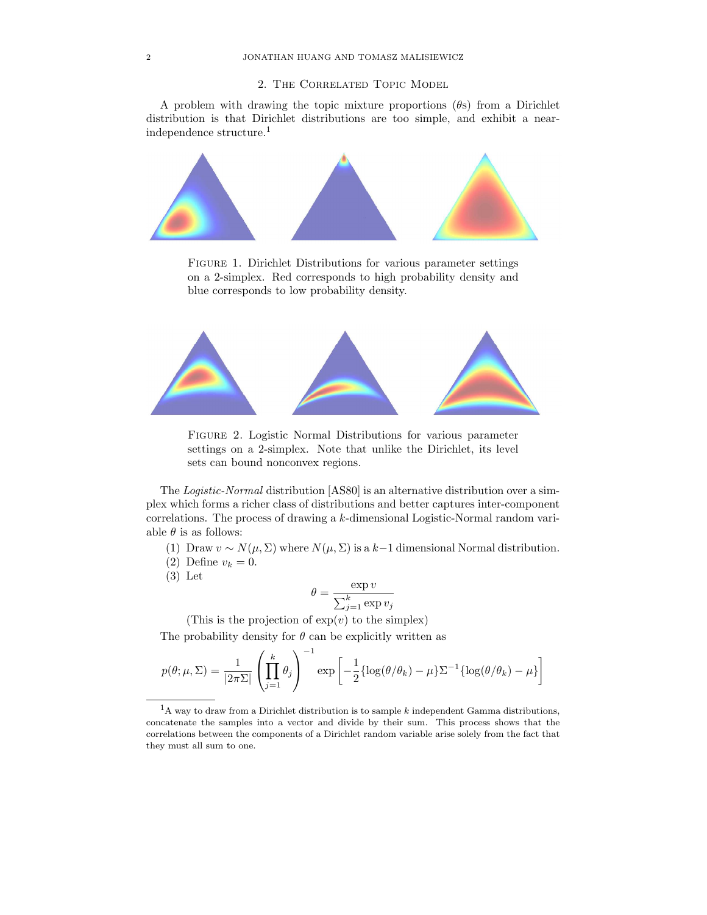## 2. The Correlated Topic Model

A problem with drawing the topic mixture proportions ($\theta$s) from a Dirichlet distribution is that Dirichlet distributions are too simple, and exhibit a near-independence structure.[1]

Figure 1. Dirichlet Distributions for various parameter settings on a 2-simplex. Red corresponds to high probability density and blue corresponds to low probability density.

Figure 2. Logistic Normal Distributions for various parameter settings on a 2-simplex. Note that unlike the Dirichlet, its level sets can bound nonconvex regions.

The *Logistic-Normal* distribution [AS80] is an alternative distribution over a simplex which forms a richer class of distributions and better captures inter-component correlations. The process of drawing a $k$-dimensional Logistic-Normal random variable $\theta$ is as follows:

(1) Draw $v \sim N(\mu, \Sigma)$ where $N(\mu, \Sigma)$ is a $k-1$ dimensional Normal distribution.
(2) Define $v_k = 0$.
(3) Let

$$\theta = \frac{\exp v}{\sum_{j=1}^{k} \exp v_j}$$

(This is the projection of $\exp(v)$ to the simplex)

The probability density for $\theta$ can be explicitly written as

$$p(\theta; \mu, \Sigma) = \frac{1}{|2\pi\Sigma|} \left( \prod_{j=1}^{k} \theta_j \right)^{-1} \exp\left[ -\frac{1}{2} \{\log(\theta/\theta_k) - \mu\} \Sigma^{-1} \{\log(\theta/\theta_k) - \mu\} \right]$$

[1] A way to draw from a Dirichlet distribution is to sample $k$ independent Gamma distributions, concatenate the samples into a vector and divide by their sum. This process shows that the correlations between the components of a Dirichlet random variable arise solely from the fact that they must all sum to one.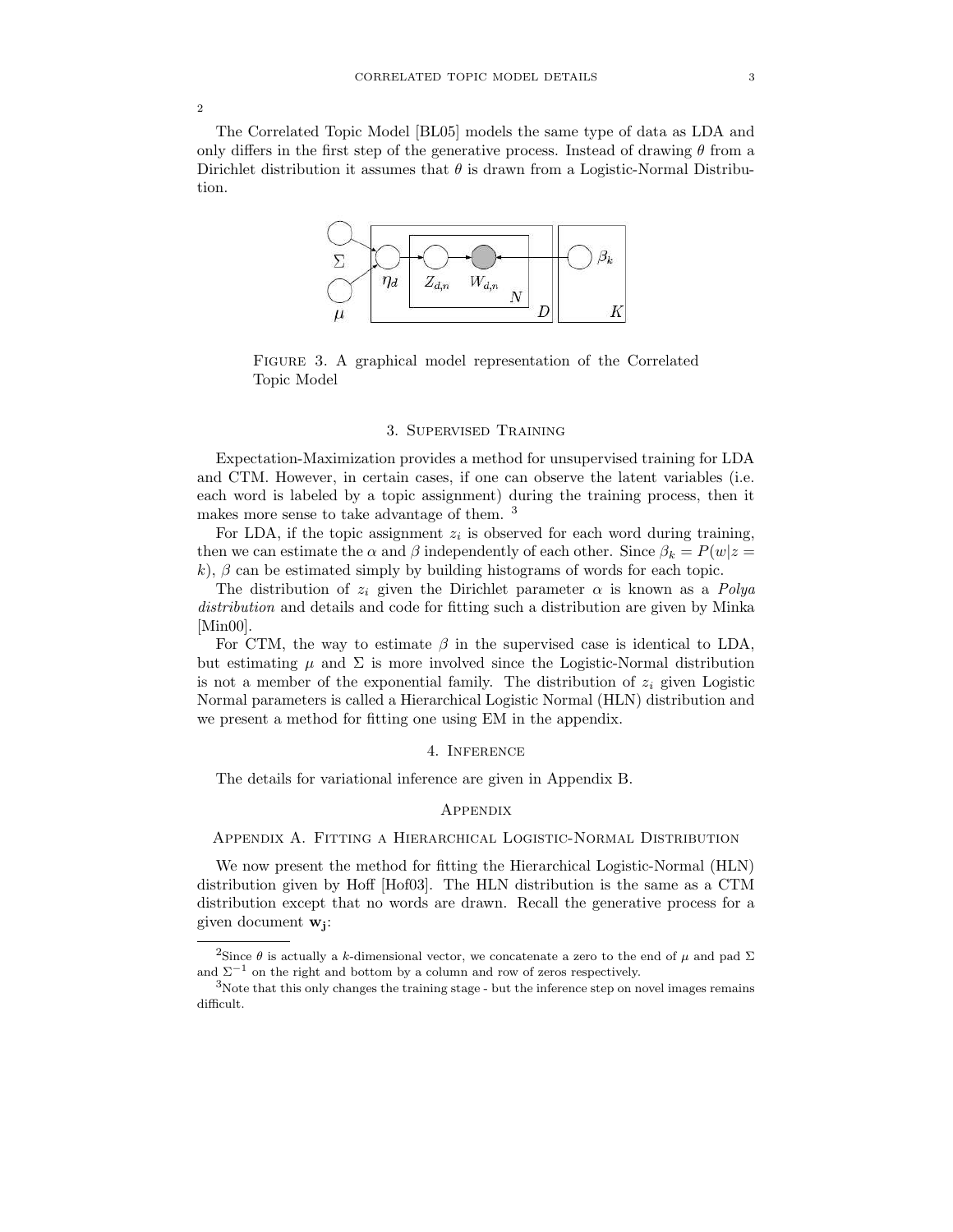[2]

The Correlated Topic Model [BL05] models the same type of data as LDA and only differs in the first step of the generative process. Instead of drawing $\theta$ from a Dirichlet distribution it assumes that $\theta$ is drawn from a Logistic-Normal Distribution.

Figure 3. A graphical model representation of the Correlated Topic Model

## 3. Supervised Training

Expectation-Maximization provides a method for unsupervised training for LDA and CTM. However, in certain cases, if one can observe the latent variables (i.e. each word is labeled by a topic assignment) during the training process, then it makes more sense to take advantage of them. [3]

For LDA, if the topic assignment $z_i$ is observed for each word during training, then we can estimate the $\alpha$ and $\beta$ independently of each other. Since $\beta_k = P(w|z = k)$, $\beta$ can be estimated simply by building histograms of words for each topic.

The distribution of $z_i$ given the Dirichlet parameter $\alpha$ is known as a *Polya distribution* and details and code for fitting such a distribution are given by Minka [Min00].

For CTM, the way to estimate $\beta$ in the supervised case is identical to LDA, but estimating $\mu$ and $\Sigma$ is more involved since the Logistic-Normal distribution is not a member of the exponential family. The distribution of $z_i$ given Logistic Normal parameters is called a Hierarchical Logistic Normal (HLN) distribution and we present a method for fitting one using EM in the appendix.

## 4. Inference

The details for variational inference are given in Appendix B.

## Appendix

### Appendix A. Fitting a Hierarchical Logistic-Normal Distribution

We now present the method for fitting the Hierarchical Logistic-Normal (HLN) distribution given by Hoff [Hof03]. The HLN distribution is the same as a CTM distribution except that no words are drawn. Recall the generative process for a given document $\mathbf{w_j}$:

---

[2] Since $\theta$ is actually a $k$-dimensional vector, we concatenate a zero to the end of $\mu$ and pad $\Sigma$ and $\Sigma^{-1}$ on the right and bottom by a column and row of zeros respectively.

[3] Note that this only changes the training stage - but the inference step on novel images remains difficult.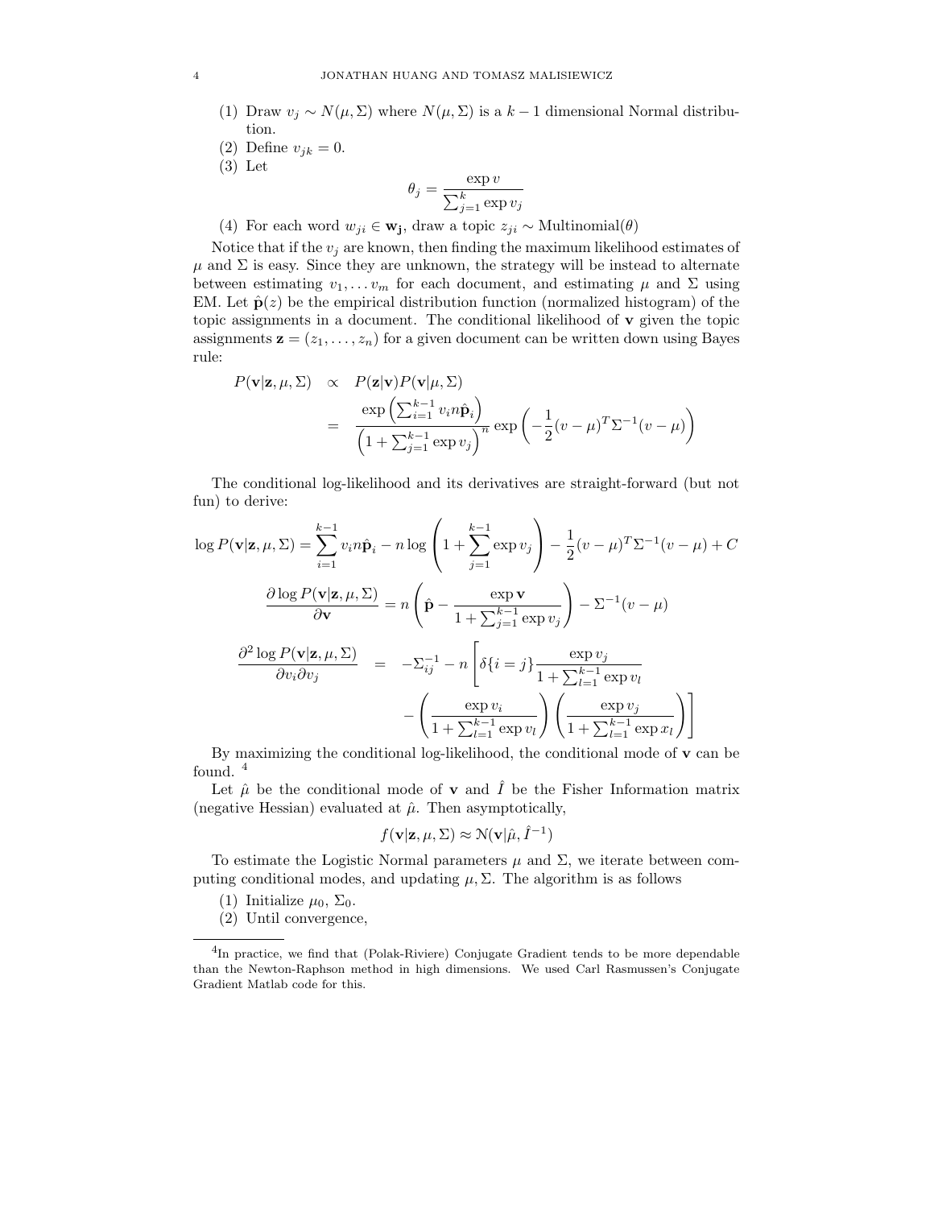(1) Draw $v_j \sim N(\mu, \Sigma)$ where $N(\mu, \Sigma)$ is a $k-1$ dimensional Normal distribution.
(2) Define $v_{jk} = 0$.
(3) Let

$$\theta_j = \frac{\exp v}{\sum_{j=1}^{k} \exp v_j}$$

(4) For each word $w_{ji} \in \mathbf{w_j}$, draw a topic $z_{ji} \sim \text{Multinomial}(\theta)$

Notice that if the $v_j$ are known, then finding the maximum likelihood estimates of $\mu$ and $\Sigma$ is easy. Since they are unknown, the strategy will be instead to alternate between estimating $v_1, \ldots v_m$ for each document, and estimating $\mu$ and $\Sigma$ using EM. Let $\hat{\mathbf{p}}(z)$ be the empirical distribution function (normalized histogram) of the topic assignments in a document. The conditional likelihood of $\mathbf{v}$ given the topic assignments $\mathbf{z} = (z_1, \ldots, z_n)$ for a given document can be written down using Bayes rule:

$$\begin{aligned} P(\mathbf{v}|\mathbf{z}, \mu, \Sigma) &\propto P(\mathbf{z}|\mathbf{v})P(\mathbf{v}|\mu, \Sigma) \\ &= \frac{\exp\left(\sum_{i=1}^{k-1} v_i n \hat{\mathbf{p}}_i\right)}{\left(1 + \sum_{j=1}^{k-1} \exp v_j\right)^n} \exp\left(-\frac{1}{2}(v-\mu)^T \Sigma^{-1}(v-\mu)\right) \end{aligned}$$

The conditional log-likelihood and its derivatives are straight-forward (but not fun) to derive:

$$\log P(\mathbf{v}|\mathbf{z}, \mu, \Sigma) = \sum_{i=1}^{k-1} v_i n \hat{\mathbf{p}}_i - n \log\left(1 + \sum_{j=1}^{k-1} \exp v_j\right) - \frac{1}{2}(v-\mu)^T \Sigma^{-1}(v-\mu) + C$$

$$\frac{\partial \log P(\mathbf{v}|\mathbf{z}, \mu, \Sigma)}{\partial \mathbf{v}} = n\left(\hat{\mathbf{p}} - \frac{\exp \mathbf{v}}{1 + \sum_{j=1}^{k-1} \exp v_j}\right) - \Sigma^{-1}(v-\mu)$$

$$\begin{aligned} \frac{\partial^2 \log P(\mathbf{v}|\mathbf{z}, \mu, \Sigma)}{\partial v_i \partial v_j} &= -\Sigma_{ij}^{-1} - n\left[\delta\{i=j\} \frac{\exp v_j}{1 + \sum_{l=1}^{k-1} \exp v_l}\right. \\ &\quad \left. - \left(\frac{\exp v_i}{1 + \sum_{l=1}^{k-1} \exp v_l}\right)\left(\frac{\exp v_j}{1 + \sum_{l=1}^{k-1} \exp x_l}\right)\right] \end{aligned}$$

By maximizing the conditional log-likelihood, the conditional mode of $\mathbf{v}$ can be found. [4]

Let $\hat{\mu}$ be the conditional mode of $\mathbf{v}$ and $\hat{I}$ be the Fisher Information matrix (negative Hessian) evaluated at $\hat{\mu}$. Then asymptotically,

$$f(\mathbf{v}|\mathbf{z}, \mu, \Sigma) \approx \mathcal{N}(\mathbf{v}|\hat{\mu}, \hat{I}^{-1})$$

To estimate the Logistic Normal parameters $\mu$ and $\Sigma$, we iterate between computing conditional modes, and updating $\mu, \Sigma$. The algorithm is as follows

(1) Initialize $\mu_0$, $\Sigma_0$.
(2) Until convergence,

---

[4] In practice, we find that (Polak-Riviere) Conjugate Gradient tends to be more dependable than the Newton-Raphson method in high dimensions. We used Carl Rasmussen's Conjugate Gradient Matlab code for this.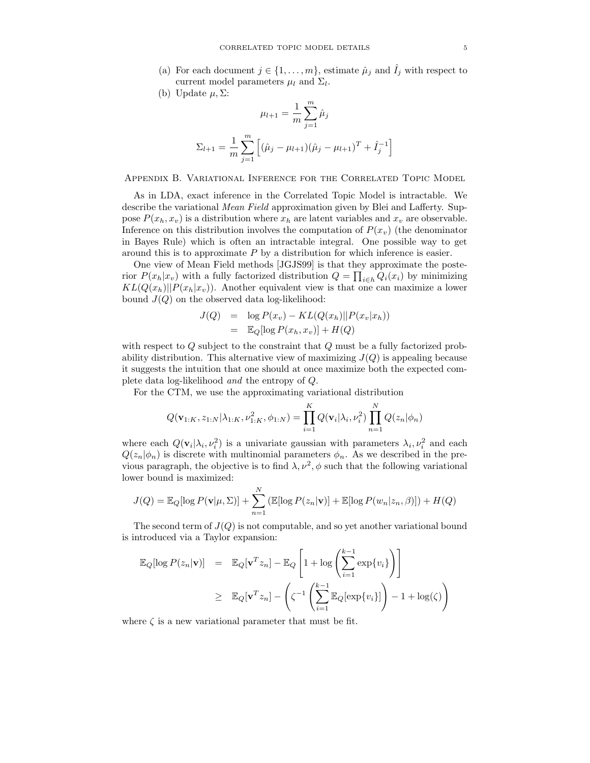(a) For each document $j \in \{1, \ldots, m\}$, estimate $\hat{\mu}_j$ and $\hat{I}_j$ with respect to current model parameters $\mu_l$ and $\Sigma_l$.

(b) Update $\mu, \Sigma$:

$$\mu_{l+1} = \frac{1}{m} \sum_{j=1}^{m} \hat{\mu}_j$$

$$\Sigma_{l+1} = \frac{1}{m} \sum_{j=1}^{m} \left[ (\hat{\mu}_j - \mu_{l+1})(\hat{\mu}_j - \mu_{l+1})^T + \hat{I}_j^{-1} \right]$$

## Appendix B. Variational Inference for the Correlated Topic Model

As in LDA, exact inference in the Correlated Topic Model is intractable. We describe the variational *Mean Field* approximation given by Blei and Lafferty. Suppose $P(x_h, x_v)$ is a distribution where $x_h$ are latent variables and $x_v$ are observable. Inference on this distribution involves the computation of $P(x_v)$ (the denominator in Bayes Rule) which is often an intractable integral. One possible way to get around this is to approximate $P$ by a distribution for which inference is easier.

One view of Mean Field methods [JGJS99] is that they approximate the posterior $P(x_h|x_v)$ with a fully factorized distribution $Q = \prod_{i \in h} Q_i(x_i)$ by minimizing $KL(Q(x_h)||P(x_h|x_v))$. Another equivalent view is that one can maximize a lower bound $J(Q)$ on the observed data log-likelihood:

$$\begin{aligned} J(Q) &= \log P(x_v) - KL(Q(x_h)||P(x_v|x_h)) \\ &= \mathbb{E}_Q[\log P(x_h, x_v)] + H(Q) \end{aligned}$$

with respect to $Q$ subject to the constraint that $Q$ must be a fully factorized probability distribution. This alternative view of maximizing $J(Q)$ is appealing because it suggests the intuition that one should at once maximize both the expected complete data log-likelihood *and* the entropy of $Q$.

For the CTM, we use the approximating variational distribution

$$Q(\mathbf{v}_{1:K}, z_{1:N}|\lambda_{1:K}, \nu_{1:K}^2, \phi_{1:N}) = \prod_{i=1}^{K} Q(\mathbf{v}_i|\lambda_i, \nu_i^2) \prod_{n=1}^{N} Q(z_n|\phi_n)$$

where each $Q(\mathbf{v}_i|\lambda_i, \nu_i^2)$ is a univariate gaussian with parameters $\lambda_i, \nu_i^2$ and each $Q(z_n|\phi_n)$ is discrete with multinomial parameters $\phi_n$. As we described in the previous paragraph, the objective is to find $\lambda, \nu^2, \phi$ such that the following variational lower bound is maximized:

$$J(Q) = \mathbb{E}_Q[\log P(\mathbf{v}|\mu, \Sigma)] + \sum_{n=1}^{N} \left( \mathbb{E}[\log P(z_n|\mathbf{v})] + \mathbb{E}[\log P(w_n|z_n, \beta)] \right) + H(Q)$$

The second term of $J(Q)$ is not computable, and so yet another variational bound is introduced via a Taylor expansion:

$$\begin{aligned} \mathbb{E}_Q[\log P(z_n|\mathbf{v})] &= \mathbb{E}_Q[\mathbf{v}^T z_n] - \mathbb{E}_Q\left[1 + \log\left(\sum_{i=1}^{k-1} \exp\{v_i\}\right)\right] \\ &\geq \mathbb{E}_Q[\mathbf{v}^T z_n] - \left(\zeta^{-1}\left(\sum_{i=1}^{k-1} \mathbb{E}_Q[\exp\{v_i\}]\right) - 1 + \log(\zeta)\right) \end{aligned}$$

where $\zeta$ is a new variational parameter that must be fit.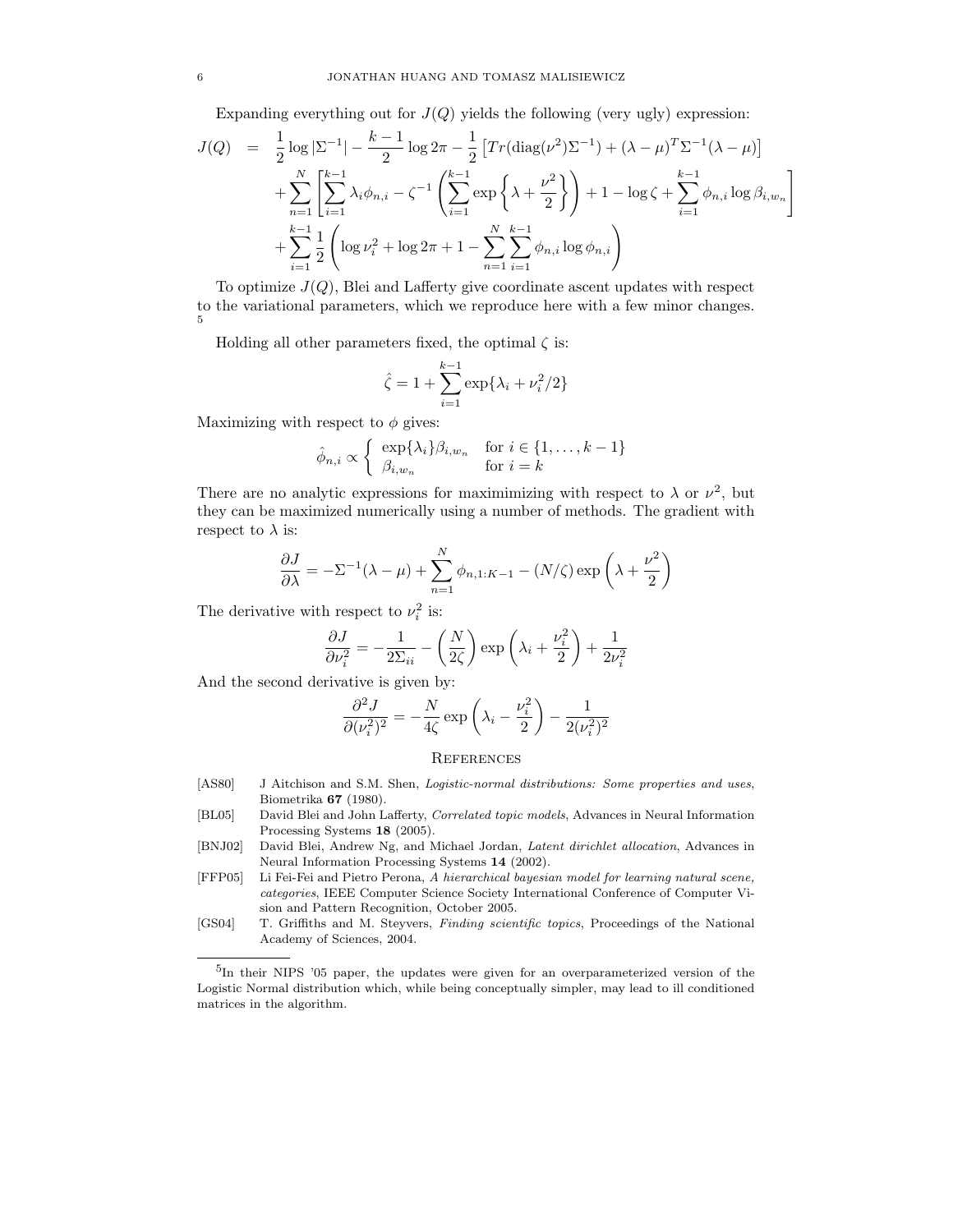Expanding everything out for $J(Q)$ yields the following (very ugly) expression:

$$
\begin{aligned}
J(Q) \;=\; & \frac{1}{2}\log|\Sigma^{-1}| - \frac{k-1}{2}\log 2\pi - \frac{1}{2}\left[Tr(\mathrm{diag}(\nu^2)\Sigma^{-1}) + (\lambda-\mu)^T\Sigma^{-1}(\lambda-\mu)\right] \\
& + \sum_{n=1}^{N}\left[\sum_{i=1}^{k-1}\lambda_i\phi_{n,i} - \zeta^{-1}\left(\sum_{i=1}^{k-1}\exp\left\{\lambda + \frac{\nu^2}{2}\right\}\right) + 1 - \log\zeta + \sum_{i=1}^{k-1}\phi_{n,i}\log\beta_{i,w_n}\right] \\
& + \sum_{i=1}^{k-1}\frac{1}{2}\left(\log\nu_i^2 + \log 2\pi + 1 - \sum_{n=1}^{N}\sum_{i=1}^{k-1}\phi_{n,i}\log\phi_{n,i}\right)
\end{aligned}
$$

To optimize $J(Q)$, Blei and Lafferty give coordinate ascent updates with respect to the variational parameters, which we reproduce here with a few minor changes. [5]

Holding all other parameters fixed, the optimal $\zeta$ is:

$$
\hat{\zeta} = 1 + \sum_{i=1}^{k-1}\exp\{\lambda_i + \nu_i^2/2\}
$$

Maximizing with respect to $\phi$ gives:

$$
\hat{\phi}_{n,i} \propto \begin{cases} \exp\{\lambda_i\}\beta_{i,w_n} & \text{for } i \in \{1,\ldots,k-1\} \\ \beta_{i,w_n} & \text{for } i = k \end{cases}
$$

There are no analytic expressions for maximimizing with respect to $\lambda$ or $\nu^2$, but they can be maximized numerically using a number of methods. The gradient with respect to $\lambda$ is:

$$
\frac{\partial J}{\partial \lambda} = -\Sigma^{-1}(\lambda-\mu) + \sum_{n=1}^{N}\phi_{n,1:K-1} - (N/\zeta)\exp\left(\lambda + \frac{\nu^2}{2}\right)
$$

The derivative with respect to $\nu_i^2$ is:

$$
\frac{\partial J}{\partial \nu_i^2} = -\frac{1}{2\Sigma_{ii}} - \left(\frac{N}{2\zeta}\right)\exp\left(\lambda_i + \frac{\nu_i^2}{2}\right) + \frac{1}{2\nu_i^2}
$$

And the second derivative is given by:

$$
\frac{\partial^2 J}{\partial(\nu_i^2)^2} = -\frac{N}{4\zeta}\exp\left(\lambda_i - \frac{\nu_i^2}{2}\right) - \frac{1}{2(\nu_i^2)^2}
$$

## References

- [AS80] J Aitchison and S.M. Shen, *Logistic-normal distributions: Some properties and uses*, Biometrika **67** (1980).
- [BL05] David Blei and John Lafferty, *Correlated topic models*, Advances in Neural Information Processing Systems **18** (2005).
- [BNJ02] David Blei, Andrew Ng, and Michael Jordan, *Latent dirichlet allocation*, Advances in Neural Information Processing Systems **14** (2002).
- [FFP05] Li Fei-Fei and Pietro Perona, *A hierarchical bayesian model for learning natural scene, categories*, IEEE Computer Science Society International Conference of Computer Vision and Pattern Recognition, October 2005.
- [GS04] T. Griffiths and M. Steyvers, *Finding scientific topics*, Proceedings of the National Academy of Sciences, 2004.

[5] In their NIPS '05 paper, the updates were given for an overparameterized version of the Logistic Normal distribution which, while being conceptually simpler, may lead to ill conditioned matrices in the algorithm.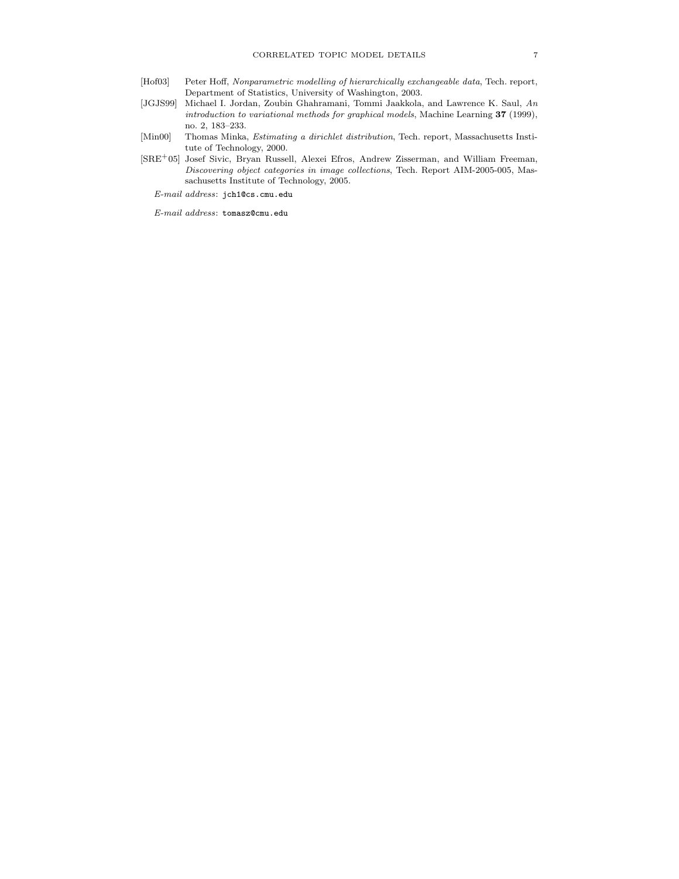- [Hof03] Peter Hoff, *Nonparametric modelling of hierarchically exchangeable data*, Tech. report, Department of Statistics, University of Washington, 2003.
- [JGJS99] Michael I. Jordan, Zoubin Ghahramani, Tommi Jaakkola, and Lawrence K. Saul, *An introduction to variational methods for graphical models*, Machine Learning **37** (1999), no. 2, 183–233.
- [Min00] Thomas Minka, *Estimating a dirichlet distribution*, Tech. report, Massachusetts Institute of Technology, 2000.
- [SRE+05] Josef Sivic, Bryan Russell, Alexei Efros, Andrew Zisserman, and William Freeman, *Discovering object categories in image collections*, Tech. Report AIM-2005-005, Massachusetts Institute of Technology, 2005.

*E-mail address*: `jch1@cs.cmu.edu`

*E-mail address*: `tomasz@cmu.edu`